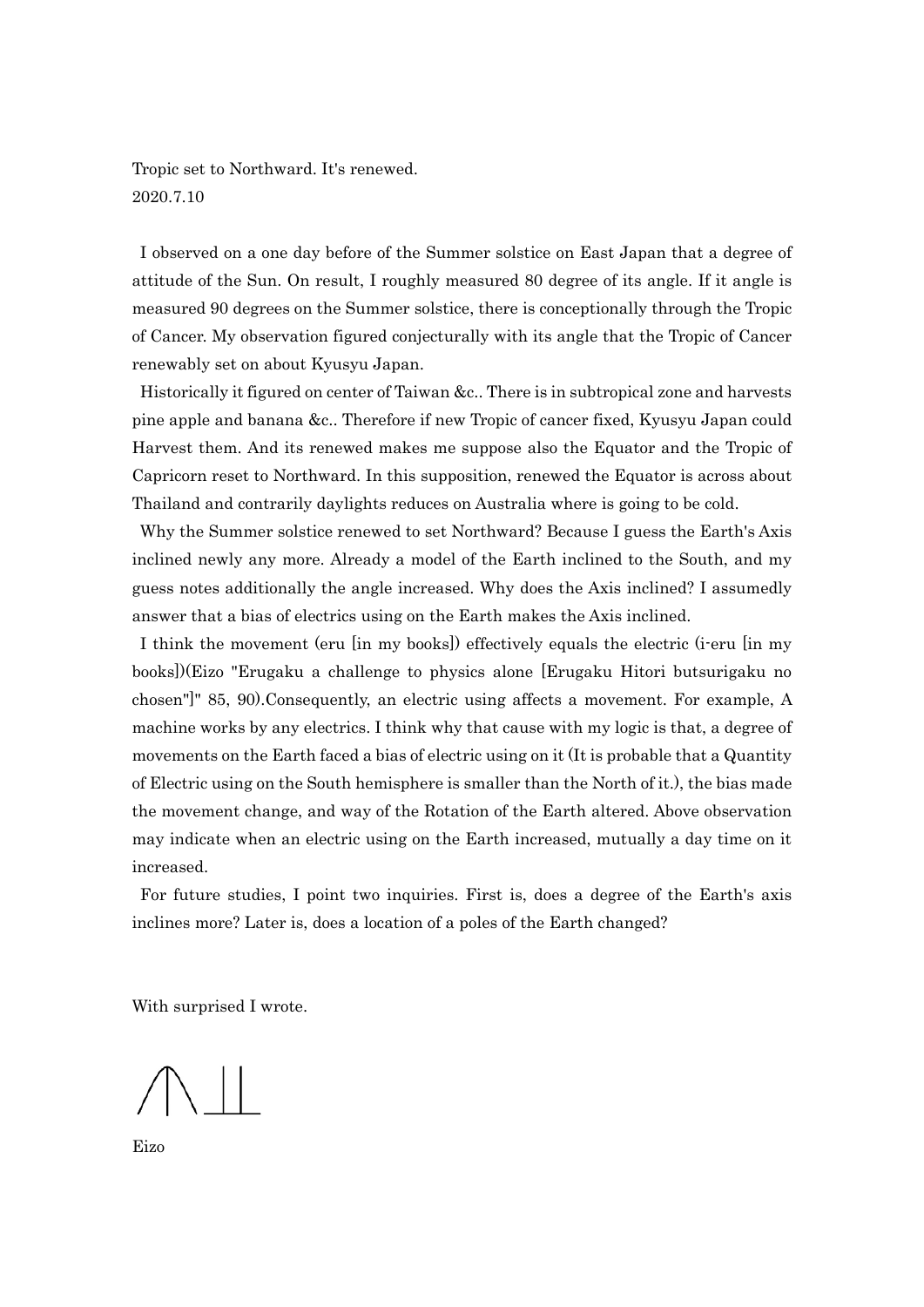Tropic set to Northward. It's renewed.
2020.7.10

I observed on a one day before of the Summer solstice on East Japan that a degree of attitude of the Sun. On result, I roughly measured 80 degree of its angle. If it angle is measured 90 degrees on the Summer solstice, there is conceptionally through the Tropic of Cancer. My observation figured conjecturally with its angle that the Tropic of Cancer renewably set on about Kyusyu Japan.

Historically it figured on center of Taiwan &c.. There is in subtropical zone and harvests pine apple and banana &c.. Therefore if new Tropic of cancer fixed, Kyusyu Japan could Harvest them. And its renewed makes me suppose also the Equator and the Tropic of Capricorn reset to Northward. In this supposition, renewed the Equator is across about Thailand and contrarily daylights reduces on Australia where is going to be cold.

Why the Summer solstice renewed to set Northward? Because I guess the Earth's Axis inclined newly any more. Already a model of the Earth inclined to the South, and my guess notes additionally the angle increased. Why does the Axis inclined? I assumedly answer that a bias of electrics using on the Earth makes the Axis inclined.

I think the movement (eru [in my books]) effectively equals the electric (i-eru [in my books])(Eizo "Erugaku a challenge to physics alone [Erugaku Hitori butsurigaku no chosen]" 85, 90).Consequently, an electric using affects a movement. For example, A machine works by any electrics. I think why that cause with my logic is that, a degree of movements on the Earth faced a bias of electric using on it (It is probable that a Quantity of Electric using on the South hemisphere is smaller than the North of it.), the bias made the movement change, and way of the Rotation of the Earth altered. Above observation may indicate when an electric using on the Earth increased, mutually a day time on it increased.

For future studies, I point two inquiries. First is, does a degree of the Earth's axis inclines more? Later is, does a location of a poles of the Earth changed?

With surprised I wrote.

Eizo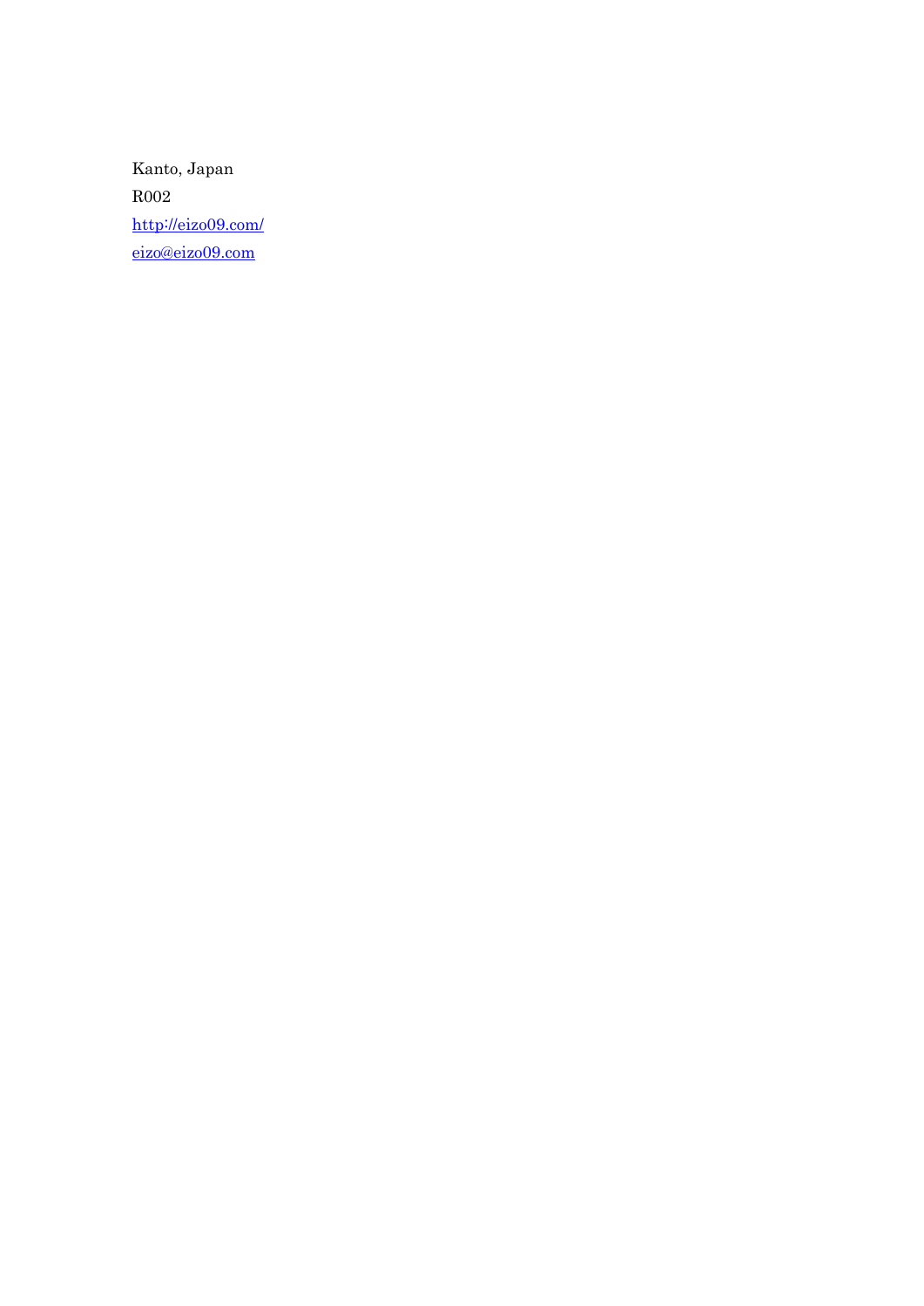Kanto, Japan

R002

[http://eizo09.com/](http://eizo09.com/)

[eizo@eizo09.com](mailto:eizo@eizo09.com)